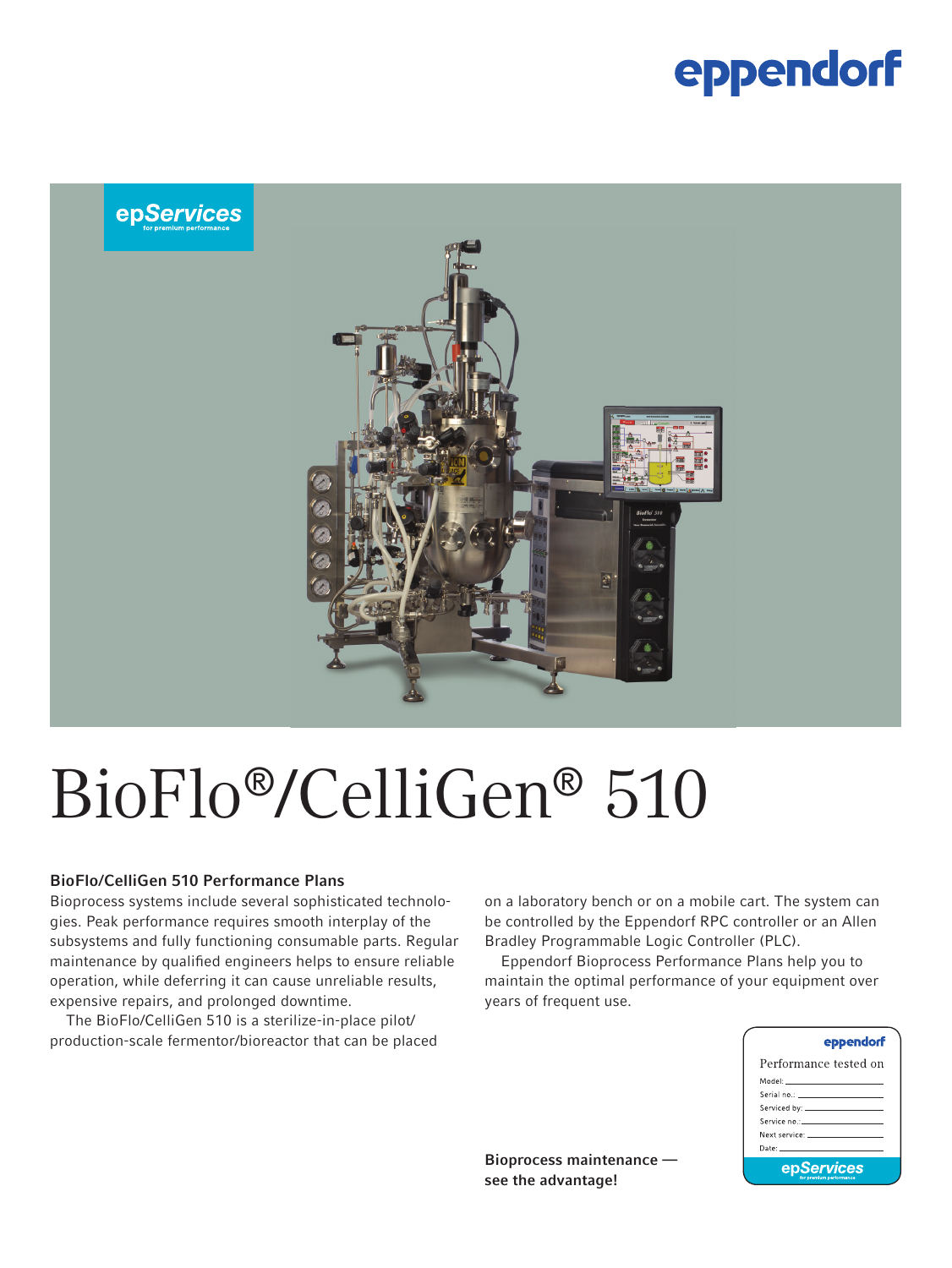# BioFlo®/CelliGen® 510

## BioFlo/CelliGen 510 Performance Plans

Bioprocess systems include several sophisticated technologies. Peak performance requires smooth interplay of the subsystems and fully functioning consumable parts. Regular maintenance by qualified engineers helps to ensure reliable operation, while deferring it can cause unreliable results, expensive repairs, and prolonged downtime.

The BioFlo/CelliGen 510 is a sterilize-in-place pilot/production-scale fermentor/bioreactor that can be placed on a laboratory bench or on a mobile cart. The system can be controlled by the Eppendorf RPC controller or an Allen Bradley Programmable Logic Controller (PLC).

Eppendorf Bioprocess Performance Plans help you to maintain the optimal performance of your equipment over years of frequent use.

**Bioprocess maintenance — see the advantage!**

Performance tested on

Model: \_\_\_\_\_\_\_\_\_\_
Serial no.: \_\_\_\_\_\_\_\_\_\_
Serviced by: \_\_\_\_\_\_\_\_\_\_
Service no.: \_\_\_\_\_\_\_\_\_\_
Next service: \_\_\_\_\_\_\_\_\_\_
Date: \_\_\_\_\_\_\_\_\_\_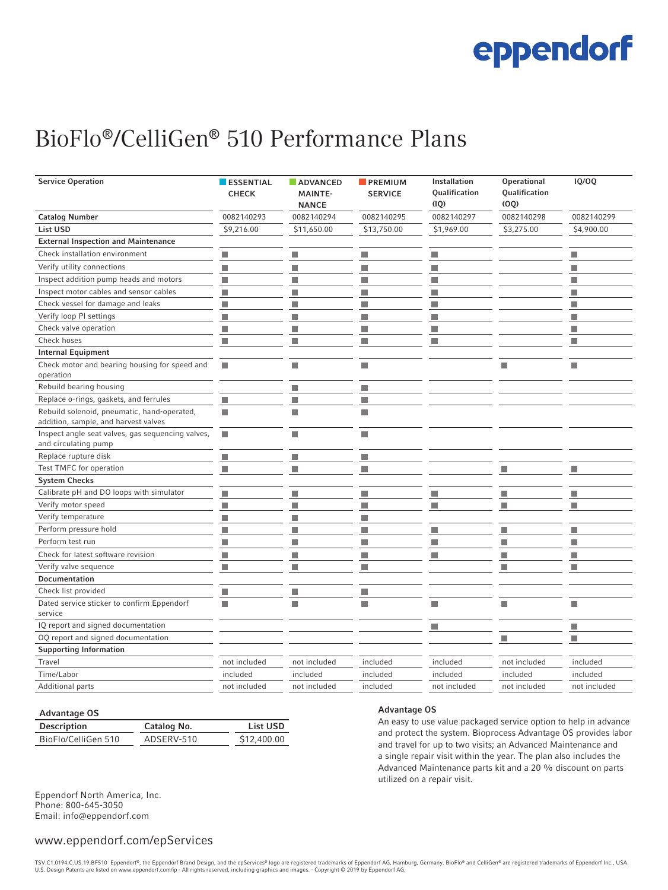# BioFlo®/CelliGen® 510 Performance Plans

| Service Operation | ESSENTIAL CHECK | ADVANCED MAINTENANCE | PREMIUM SERVICE | Installation Qualification (IQ) | Operational Qualification (OQ) | IQ/OQ |
|---|---|---|---|---|---|---|
| **Catalog Number** | 0082140293 | 0082140294 | 0082140295 | 0082140297 | 0082140298 | 0082140299 |
| **List USD** | $9,216.00 | $11,650.00 | $13,750.00 | $1,969.00 | $3,275.00 | $4,900.00 |
| **External Inspection and Maintenance** | | | | | | |
| Check installation environment | ■ | ■ | ■ | ■ | | ■ |
| Verify utility connections | ■ | ■ | ■ | ■ | | ■ |
| Inspect addition pump heads and motors | ■ | ■ | ■ | ■ | | ■ |
| Inspect motor cables and sensor cables | ■ | ■ | ■ | ■ | | ■ |
| Check vessel for damage and leaks | ■ | ■ | ■ | ■ | | ■ |
| Verify loop PI settings | ■ | ■ | ■ | ■ | | ■ |
| Check valve operation | ■ | ■ | ■ | ■ | | ■ |
| Check hoses | ■ | ■ | ■ | ■ | | ■ |
| **Internal Equipment** | | | | | | |
| Check motor and bearing housing for speed and operation | ■ | ■ | ■ | | ■ | ■ |
| Rebuild bearing housing | | ■ | ■ | | | |
| Replace o-rings, gaskets, and ferrules | ■ | ■ | ■ | | | |
| Rebuild solenoid, pneumatic, hand-operated, addition, sample, and harvest valves | ■ | ■ | ■ | | | |
| Inspect angle seat valves, gas sequencing valves, and circulating pump | ■ | ■ | ■ | | | |
| Replace rupture disk | ■ | ■ | ■ | | | |
| Test TMFC for operation | ■ | ■ | ■ | | ■ | ■ |
| **System Checks** | | | | | | |
| Calibrate pH and DO loops with simulator | ■ | ■ | ■ | ■ | ■ | ■ |
| Verify motor speed | ■ | ■ | ■ | ■ | ■ | ■ |
| Verify temperature | ■ | ■ | ■ | | | |
| Perform pressure hold | ■ | ■ | ■ | ■ | ■ | ■ |
| Perform test run | ■ | ■ | ■ | ■ | ■ | ■ |
| Check for latest software revision | ■ | ■ | ■ | ■ | ■ | ■ |
| Verify valve sequence | ■ | ■ | ■ | | ■ | ■ |
| **Documentation** | | | | | | |
| Check list provided | ■ | ■ | ■ | | | |
| Dated service sticker to confirm Eppendorf service | ■ | ■ | ■ | ■ | ■ | ■ |
| IQ report and signed documentation | | | | ■ | | ■ |
| OQ report and signed documentation | | | | | ■ | ■ |
| **Supporting Information** | | | | | | |
| Travel | not included | not included | included | included | not included | included |
| Time/Labor | included | included | included | included | included | included |
| Additional parts | not included | not included | included | not included | not included | not included |

**Advantage OS**

| Description | Catalog No. | List USD |
|---|---|---|
| BioFlo/CelliGen 510 | ADSERV-510 | $12,400.00 |

**Advantage OS**

An easy to use value packaged service option to help in advance and protect the system. Bioprocess Advantage OS provides labor and travel for up to two visits; an Advanced Maintenance and a single repair visit within the year. The plan also includes the Advanced Maintenance parts kit and a 20 % discount on parts utilized on a repair visit.

Eppendorf North America, Inc.
Phone: 800-645-3050
Email: info@eppendorf.com

www.eppendorf.com/epServices

TSV.C1.0194.C.US.19.BF510 Eppendorf®, the Eppendorf Brand Design, and the epServices® logo are registered trademarks of Eppendorf AG, Hamburg, Germany. BioFlo® and CelliGen® are registered trademarks of Eppendorf Inc., USA. U.S. Design Patents are listed on www.eppendorf.com/ip · All rights reserved, including graphics and images. · Copyright © 2019 by Eppendorf AG.